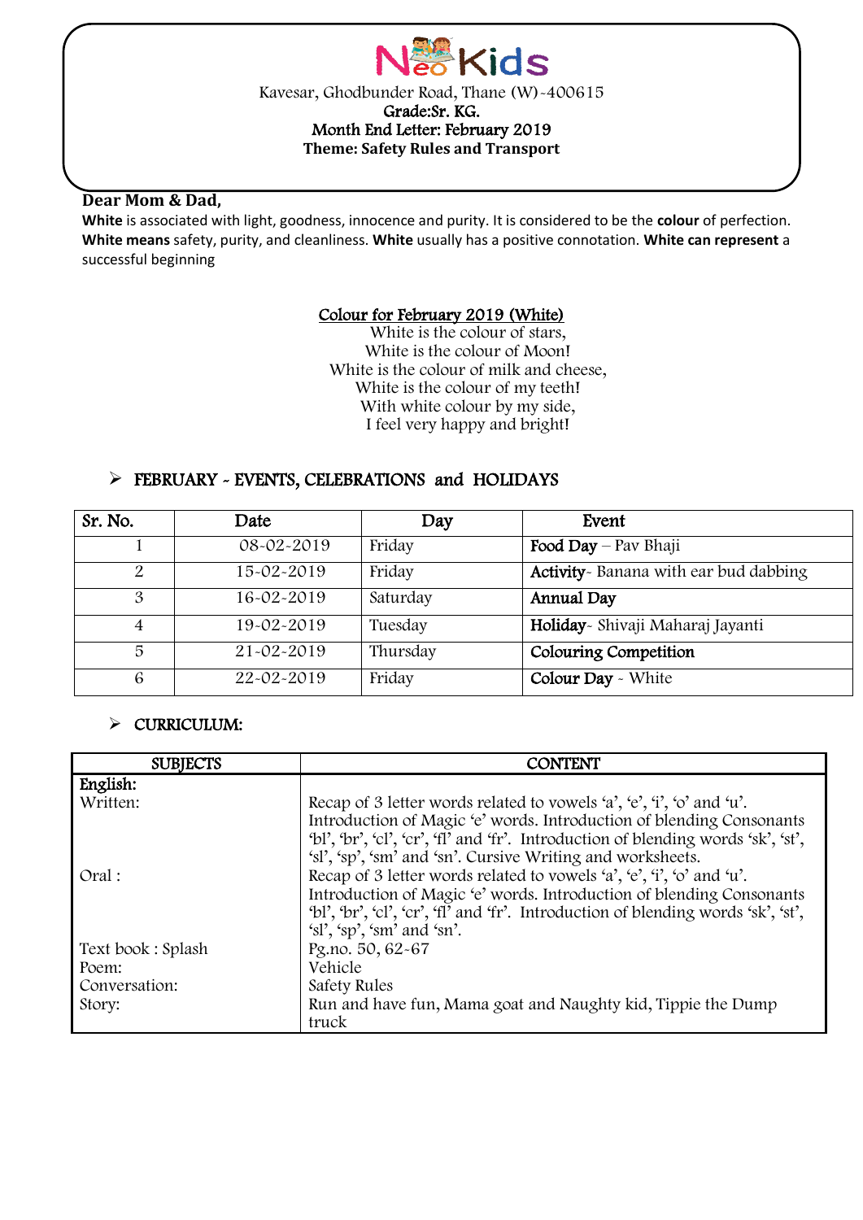# Neo Kids

Kavesar, Ghodbunder Road, Thane (W)-400615

**Grade:Sr. KG.**

**Month End Letter: February 2019**

**Theme: Safety Rules and Transport**

**Dear Mom & Dad,**

**White** is associated with light, goodness, innocence and purity. It is considered to be the **colour** of perfection. **White means** safety, purity, and cleanliness. **White** usually has a positive connotation. **White can represent** a successful beginning

<u>Colour for February 2019 (White)</u>

White is the colour of stars,
White is the colour of Moon!
White is the colour of milk and cheese,
White is the colour of my teeth!
With white colour by my side,
I feel very happy and bright!

## FEBRUARY - EVENTS, CELEBRATIONS and HOLIDAYS

| Sr. No. | Date | Day | Event |
|---|---|---|---|
| 1 | 08-02-2019 | Friday | **Food Day** – Pav Bhaji |
| 2 | 15-02-2019 | Friday | **Activity**- Banana with ear bud dabbing |
| 3 | 16-02-2019 | Saturday | **Annual Day** |
| 4 | 19-02-2019 | Tuesday | **Holiday**- Shivaji Maharaj Jayanti |
| 5 | 21-02-2019 | Thursday | **Colouring Competition** |
| 6 | 22-02-2019 | Friday | **Colour Day** - White |

## CURRICULUM:

| SUBJECTS | CONTENT |
|---|---|
| **English:** | |
| Written: | Recap of 3 letter words related to vowels 'a', 'e', 'i', 'o' and 'u'. Introduction of Magic 'e' words. Introduction of blending Consonants 'bl', 'br', 'cl', 'cr', 'fl' and 'fr'. Introduction of blending words 'sk', 'st', 'sl', 'sp', 'sm' and 'sn'. Cursive Writing and worksheets. |
| Oral : | Recap of 3 letter words related to vowels 'a', 'e', 'i', 'o' and 'u'. Introduction of Magic 'e' words. Introduction of blending Consonants 'bl', 'br', 'cl', 'cr', 'fl' and 'fr'. Introduction of blending words 'sk', 'st', 'sl', 'sp', 'sm' and 'sn'. |
| Text book : Splash | Pg.no. 50, 62-67 |
| Poem: | Vehicle |
| Conversation: | Safety Rules |
| Story: | Run and have fun, Mama goat and Naughty kid, Tippie the Dump truck |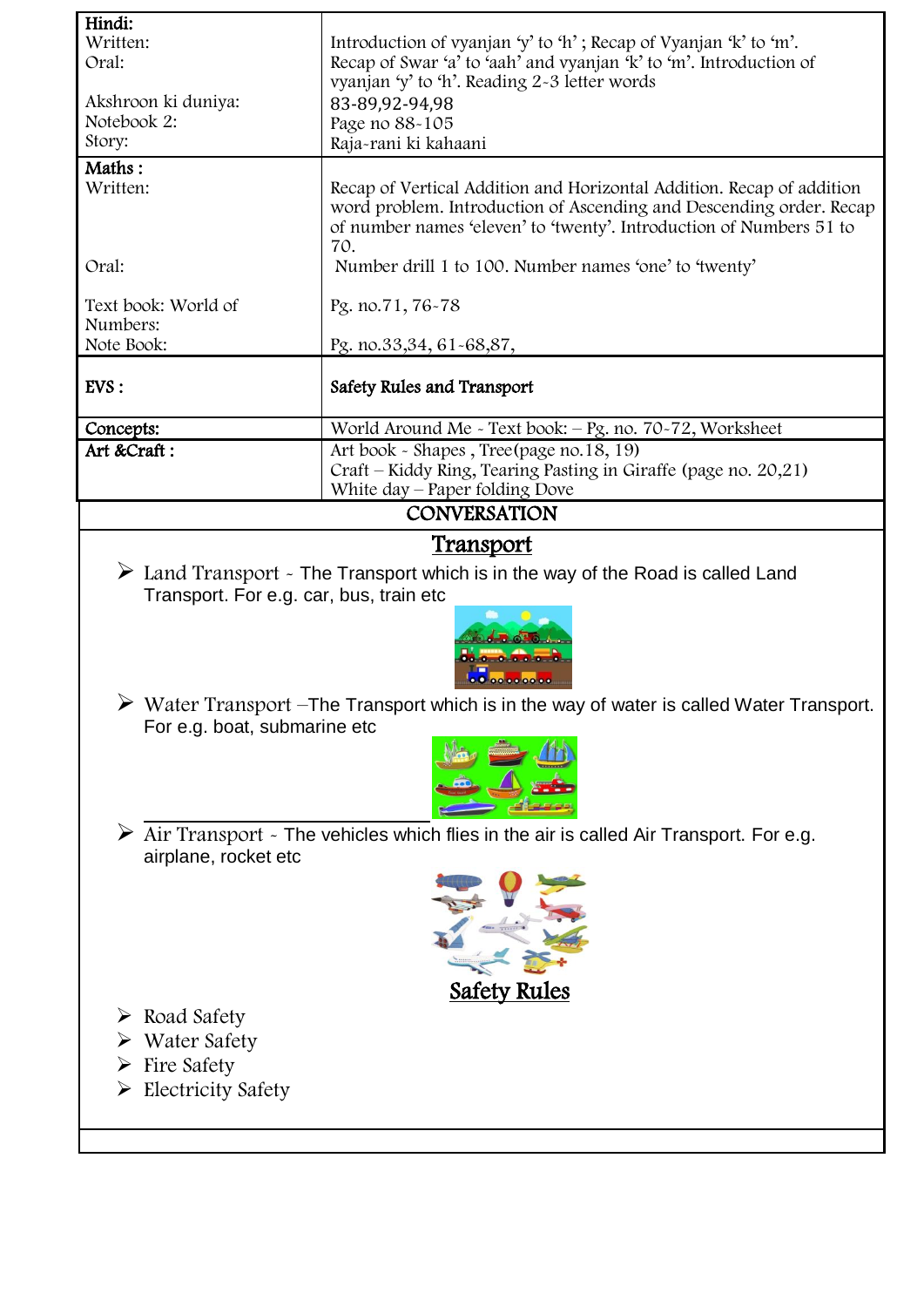| | |
|---|---|
| **Hindi:** | |
| Written: | Introduction of vyanjan 'y' to 'h' ; Recap of Vyanjan 'k' to 'm'. |
| Oral: | Recap of Swar 'a' to 'aah' and vyanjan 'k' to 'm'. Introduction of vyanjan 'y' to 'h'. Reading 2-3 letter words |
| Akshroon ki duniya: | 83-89,92-94,98 |
| Notebook 2: | Page no 88-105 |
| Story: | Raja-rani ki kahaani |
| **Maths :** | |
| Written: | Recap of Vertical Addition and Horizontal Addition. Recap of addition word problem. Introduction of Ascending and Descending order. Recap of number names 'eleven' to 'twenty'. Introduction of Numbers 51 to 70. |
| Oral: | Number drill 1 to 100. Number names 'one' to 'twenty' |
| Text book: World of Numbers: | Pg. no.71, 76-78 |
| Note Book: | Pg. no.33,34, 61-68,87, |
| **EVS :** | **Safety Rules and Transport** |
| **Concepts:** | World Around Me - Text book: – Pg. no. 70-72, Worksheet |
| **Art &Craft :** | Art book - Shapes , Tree(page no.18, 19)<br>Craft – Kiddy Ring, Tearing Pasting in Giraffe (page no. 20,21)<br>White day – Paper folding Dove |

## CONVERSATION

### Transport

- Land Transport - The Transport which is in the way of the Road is called Land Transport. For e.g. car, bus, train etc
- Water Transport –The Transport which is in the way of water is called Water Transport. For e.g. boat, submarine etc
- Air Transport - The vehicles which flies in the air is called Air Transport. For e.g. airplane, rocket etc

### Safety Rules

- Road Safety
- Water Safety
- Fire Safety
- Electricity Safety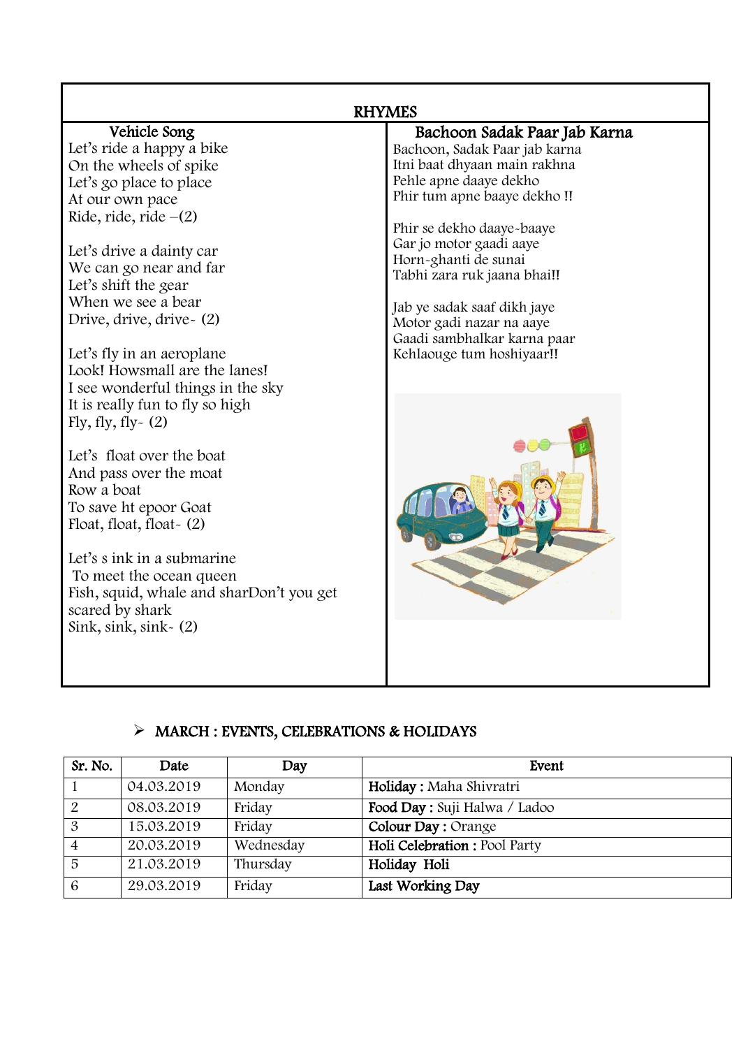# RHYMES

### Vehicle Song

Let's ride a happy a bike
On the wheels of spike
Let's go place to place
At our own pace
Ride, ride, ride –(2)

Let's drive a dainty car
We can go near and far
Let's shift the gear
When we see a bear
Drive, drive, drive- (2)

Let's fly in an aeroplane
Look! Howsmall are the lanes!
I see wonderful things in the sky
It is really fun to fly so high
Fly, fly, fly- (2)

Let's float over the boat
And pass over the moat
Row a boat
To save ht epoor Goat
Float, float, float- (2)

Let's s ink in a submarine
To meet the ocean queen
Fish, squid, whale and sharDon't you get scared by shark
Sink, sink, sink- (2)

### Bachoon Sadak Paar Jab Karna

Bachoon, Sadak Paar jab karna
Itni baat dhyaan main rakhna
Pehle apne daaye dekho
Phir tum apne baaye dekho !!

Phir se dekho daaye-baaye
Gar jo motor gaadi aaye
Horn-ghanti de sunai
Tabhi zara ruk jaana bhai!!

Jab ye sadak saaf dikh jaye
Motor gadi nazar na aaye
Gaadi sambhalkar karna paar
Kehlaouge tum hoshiyaar!!

## MARCH : EVENTS, CELEBRATIONS & HOLIDAYS

| Sr. No. | Date | Day | Event |
|---|---|---|---|
| 1 | 04.03.2019 | Monday | **Holiday :** Maha Shivratri |
| 2 | 08.03.2019 | Friday | **Food Day :** Suji Halwa / Ladoo |
| 3 | 15.03.2019 | Friday | **Colour Day :** Orange |
| 4 | 20.03.2019 | Wednesday | **Holi Celebration :** Pool Party |
| 5 | 21.03.2019 | Thursday | **Holiday Holi** |
| 6 | 29.03.2019 | Friday | **Last Working Day** |